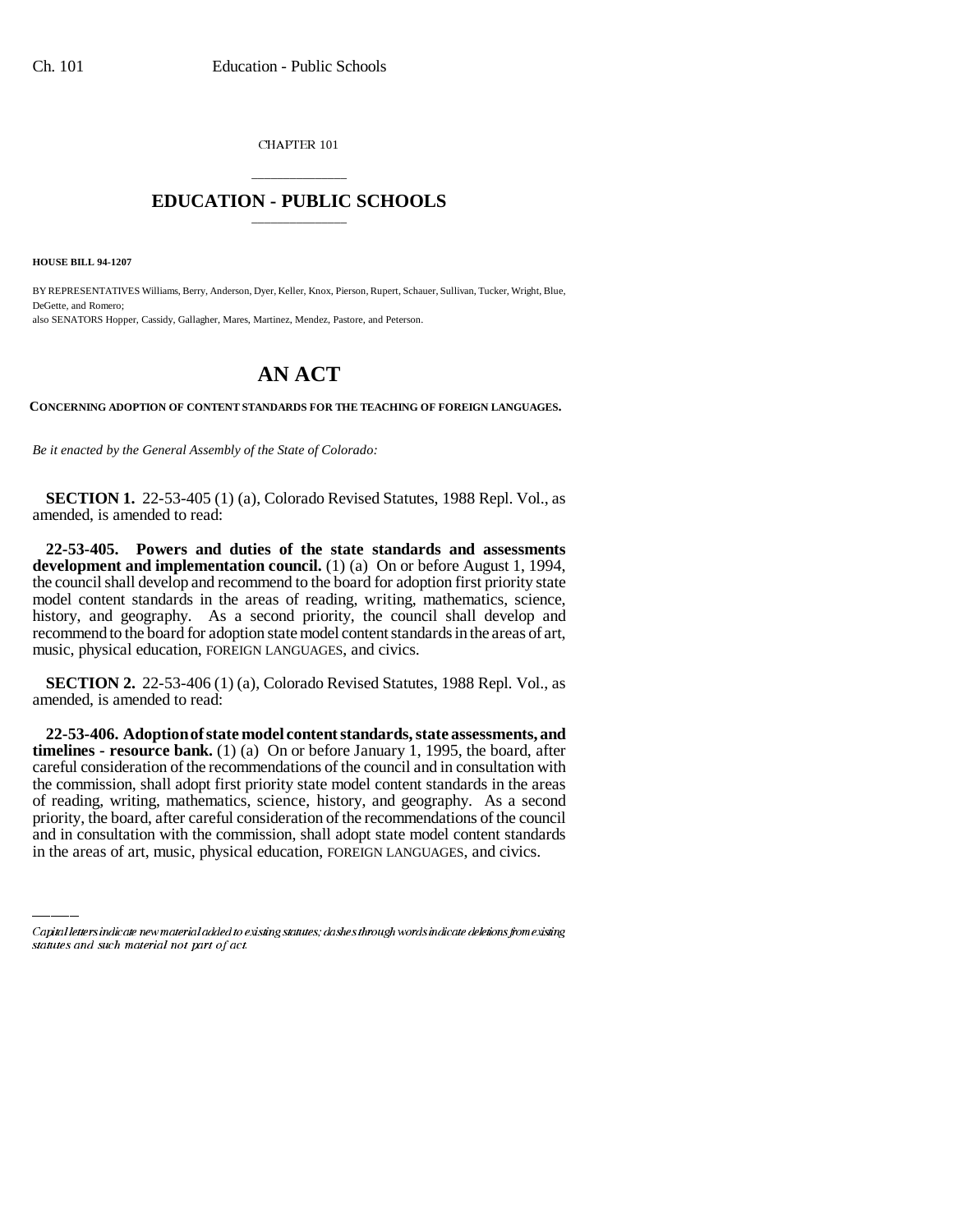CHAPTER 101

# EDUCATION - PUBLIC SCHOOLS

**HOUSE BILL 94-1207**

BY REPRESENTATIVES Williams, Berry, Anderson, Dyer, Keller, Knox, Pierson, Rupert, Schauer, Sullivan, Tucker, Wright, Blue, DeGette, and Romero;
also SENATORS Hopper, Cassidy, Gallagher, Mares, Martinez, Mendez, Pastore, and Peterson.

# AN ACT

**CONCERNING ADOPTION OF CONTENT STANDARDS FOR THE TEACHING OF FOREIGN LANGUAGES.**

*Be it enacted by the General Assembly of the State of Colorado:*

**SECTION 1.** 22-53-405 (1) (a), Colorado Revised Statutes, 1988 Repl. Vol., as amended, is amended to read:

**22-53-405. Powers and duties of the state standards and assessments development and implementation council.** (1) (a) On or before August 1, 1994, the council shall develop and recommend to the board for adoption first priority state model content standards in the areas of reading, writing, mathematics, science, history, and geography. As a second priority, the council shall develop and recommend to the board for adoption state model content standards in the areas of art, music, physical education, FOREIGN LANGUAGES, and civics.

**SECTION 2.** 22-53-406 (1) (a), Colorado Revised Statutes, 1988 Repl. Vol., as amended, is amended to read:

**22-53-406. Adoption of state model content standards, state assessments, and timelines - resource bank.** (1) (a) On or before January 1, 1995, the board, after careful consideration of the recommendations of the council and in consultation with the commission, shall adopt first priority state model content standards in the areas of reading, writing, mathematics, science, history, and geography. As a second priority, the board, after careful consideration of the recommendations of the council and in consultation with the commission, shall adopt state model content standards in the areas of art, music, physical education, FOREIGN LANGUAGES, and civics.

Capital letters indicate new material added to existing statutes; dashes through words indicate deletions from existing statutes and such material not part of act.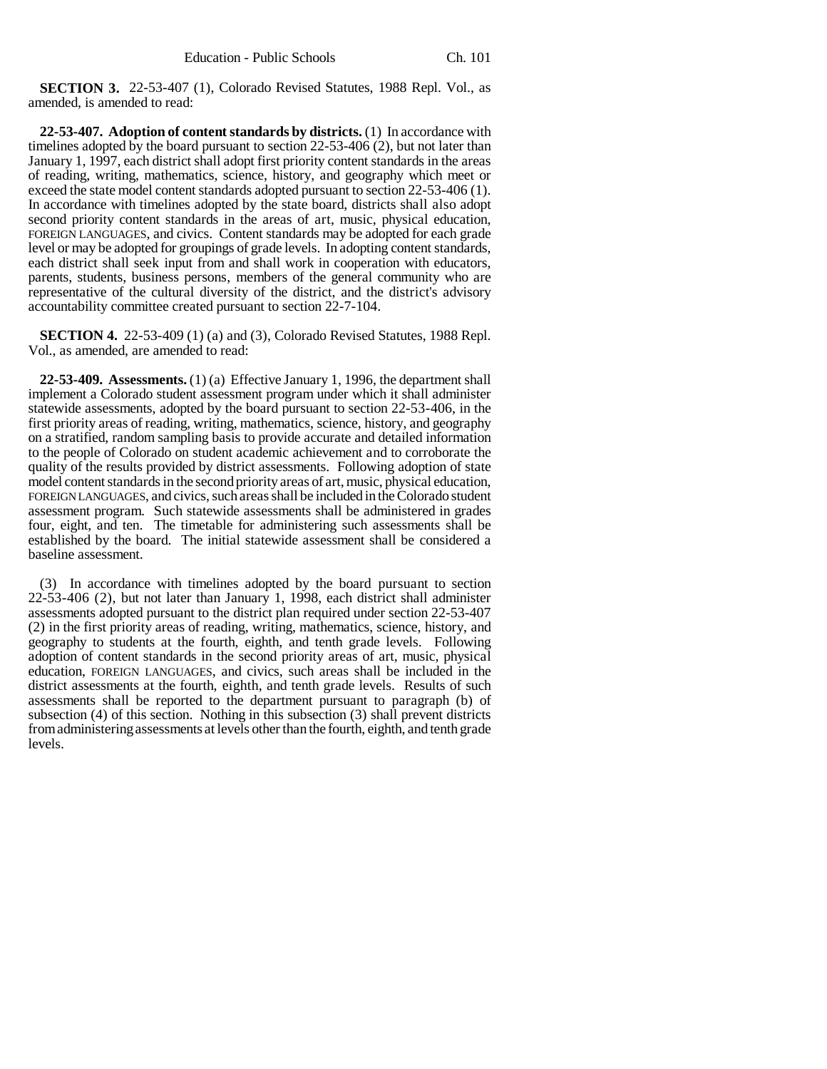**SECTION 3.** 22-53-407 (1), Colorado Revised Statutes, 1988 Repl. Vol., as amended, is amended to read:

**22-53-407. Adoption of content standards by districts.** (1) In accordance with timelines adopted by the board pursuant to section 22-53-406 (2), but not later than January 1, 1997, each district shall adopt first priority content standards in the areas of reading, writing, mathematics, science, history, and geography which meet or exceed the state model content standards adopted pursuant to section 22-53-406 (1). In accordance with timelines adopted by the state board, districts shall also adopt second priority content standards in the areas of art, music, physical education, FOREIGN LANGUAGES, and civics. Content standards may be adopted for each grade level or may be adopted for groupings of grade levels. In adopting content standards, each district shall seek input from and shall work in cooperation with educators, parents, students, business persons, members of the general community who are representative of the cultural diversity of the district, and the district's advisory accountability committee created pursuant to section 22-7-104.

**SECTION 4.** 22-53-409 (1) (a) and (3), Colorado Revised Statutes, 1988 Repl. Vol., as amended, are amended to read:

**22-53-409. Assessments.** (1) (a) Effective January 1, 1996, the department shall implement a Colorado student assessment program under which it shall administer statewide assessments, adopted by the board pursuant to section 22-53-406, in the first priority areas of reading, writing, mathematics, science, history, and geography on a stratified, random sampling basis to provide accurate and detailed information to the people of Colorado on student academic achievement and to corroborate the quality of the results provided by district assessments. Following adoption of state model content standards in the second priority areas of art, music, physical education, FOREIGN LANGUAGES, and civics, such areas shall be included in the Colorado student assessment program. Such statewide assessments shall be administered in grades four, eight, and ten. The timetable for administering such assessments shall be established by the board. The initial statewide assessment shall be considered a baseline assessment.

(3) In accordance with timelines adopted by the board pursuant to section 22-53-406 (2), but not later than January 1, 1998, each district shall administer assessments adopted pursuant to the district plan required under section 22-53-407 (2) in the first priority areas of reading, writing, mathematics, science, history, and geography to students at the fourth, eighth, and tenth grade levels. Following adoption of content standards in the second priority areas of art, music, physical education, FOREIGN LANGUAGES, and civics, such areas shall be included in the district assessments at the fourth, eighth, and tenth grade levels. Results of such assessments shall be reported to the department pursuant to paragraph (b) of subsection (4) of this section. Nothing in this subsection (3) shall prevent districts from administering assessments at levels other than the fourth, eighth, and tenth grade levels.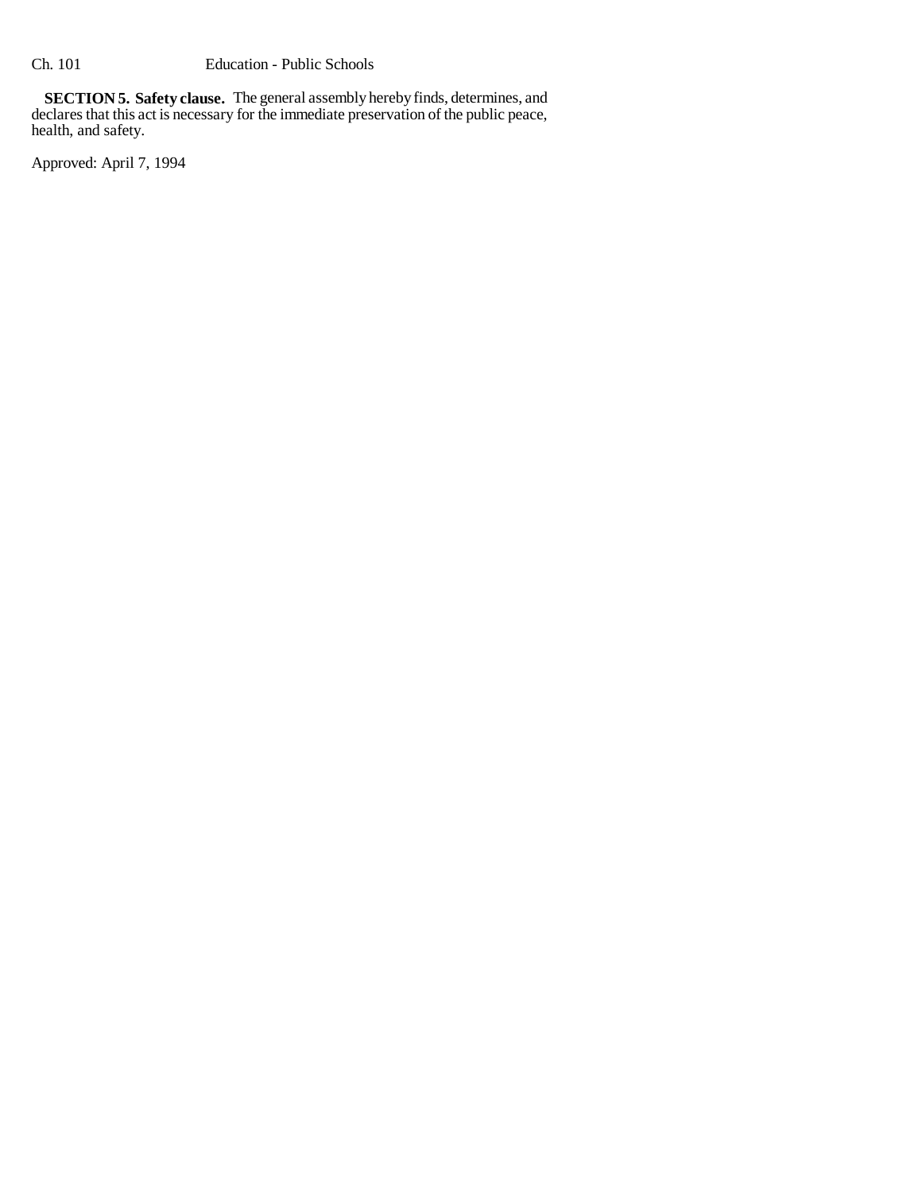**SECTION 5. Safety clause.** The general assembly hereby finds, determines, and declares that this act is necessary for the immediate preservation of the public peace, health, and safety.

Approved: April 7, 1994